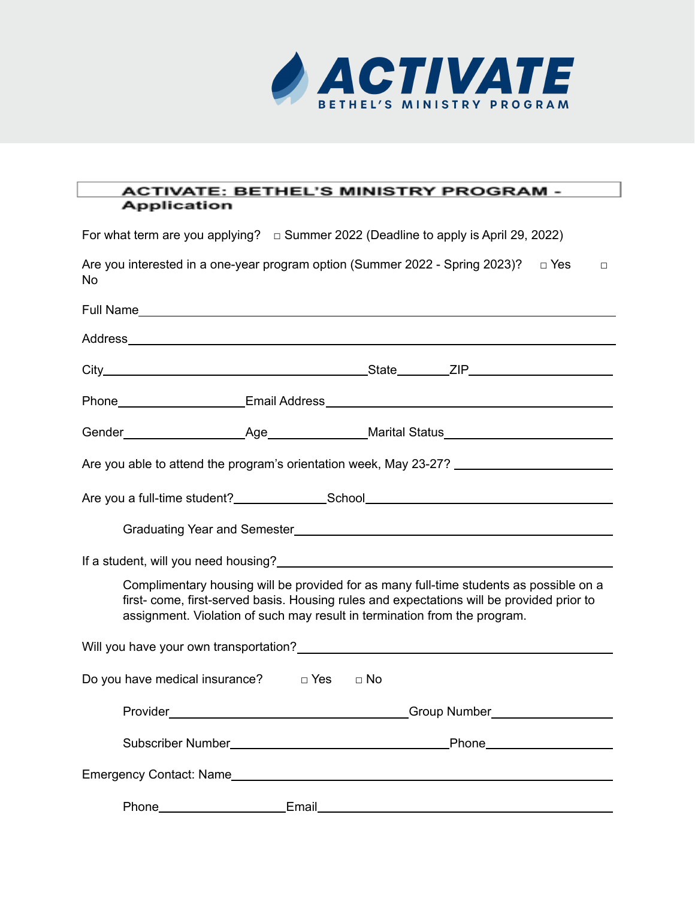# ACTIVATE

BETHEL'S MINISTRY PROGRAM

## ACTIVATE: BETHEL'S MINISTRY PROGRAM - Application

For what term are you applying? □ Summer 2022 (Deadline to apply is April 29, 2022)

Are you interested in a one-year program option (Summer 2022 - Spring 2023)? □ Yes □ No

Full Name\_\_\_\_\_\_\_\_\_\_\_\_\_\_\_\_\_\_\_\_\_\_\_\_\_\_\_\_\_\_\_\_\_\_\_\_\_\_\_\_\_\_\_\_

Address\_\_\_\_\_\_\_\_\_\_\_\_\_\_\_\_\_\_\_\_\_\_\_\_\_\_\_\_\_\_\_\_\_\_\_\_\_\_\_\_\_\_\_\_

City\_\_\_\_\_\_\_\_\_\_\_\_\_\_\_\_\_\_\_\_\_\_\_\_State\_\_\_\_\_ZIP\_\_\_\_\_\_\_\_\_\_\_\_

Phone\_\_\_\_\_\_\_\_\_\_\_\_Email Address\_\_\_\_\_\_\_\_\_\_\_\_\_\_\_\_\_\_\_\_\_\_\_\_

Gender\_\_\_\_\_\_\_\_\_\_\_\_Age\_\_\_\_\_\_\_\_\_Marital Status\_\_\_\_\_\_\_\_\_\_\_\_\_\_

Are you able to attend the program's orientation week, May 23-27? \_\_\_\_\_\_\_\_\_\_\_\_\_\_

Are you a full-time student?\_\_\_\_\_\_\_\_School\_\_\_\_\_\_\_\_\_\_\_\_\_\_\_\_\_\_\_\_\_\_\_\_

Graduating Year and Semester\_\_\_\_\_\_\_\_\_\_\_\_\_\_\_\_\_\_\_\_\_\_\_\_\_\_\_\_\_\_\_

If a student, will you need housing?\_\_\_\_\_\_\_\_\_\_\_\_\_\_\_\_\_\_\_\_\_\_\_\_\_\_\_\_\_\_\_

Complimentary housing will be provided for as many full-time students as possible on a first- come, first-served basis. Housing rules and expectations will be provided prior to assignment. Violation of such may result in termination from the program.

Will you have your own transportation?\_\_\_\_\_\_\_\_\_\_\_\_\_\_\_\_\_\_\_\_\_\_\_\_\_\_\_\_\_

Do you have medical insurance? □ Yes □ No

Provider\_\_\_\_\_\_\_\_\_\_\_\_\_\_\_\_\_\_\_\_\_\_\_\_Group Number\_\_\_\_\_\_\_\_\_\_\_\_

Subscriber Number\_\_\_\_\_\_\_\_\_\_\_\_\_\_\_\_\_\_\_\_\_\_Phone\_\_\_\_\_\_\_\_\_\_\_\_

Emergency Contact: Name\_\_\_\_\_\_\_\_\_\_\_\_\_\_\_\_\_\_\_\_\_\_\_\_\_\_\_\_\_\_\_\_\_\_\_\_\_\_

Phone\_\_\_\_\_\_\_\_\_\_\_\_Email\_\_\_\_\_\_\_\_\_\_\_\_\_\_\_\_\_\_\_\_\_\_\_\_\_\_\_\_\_\_\_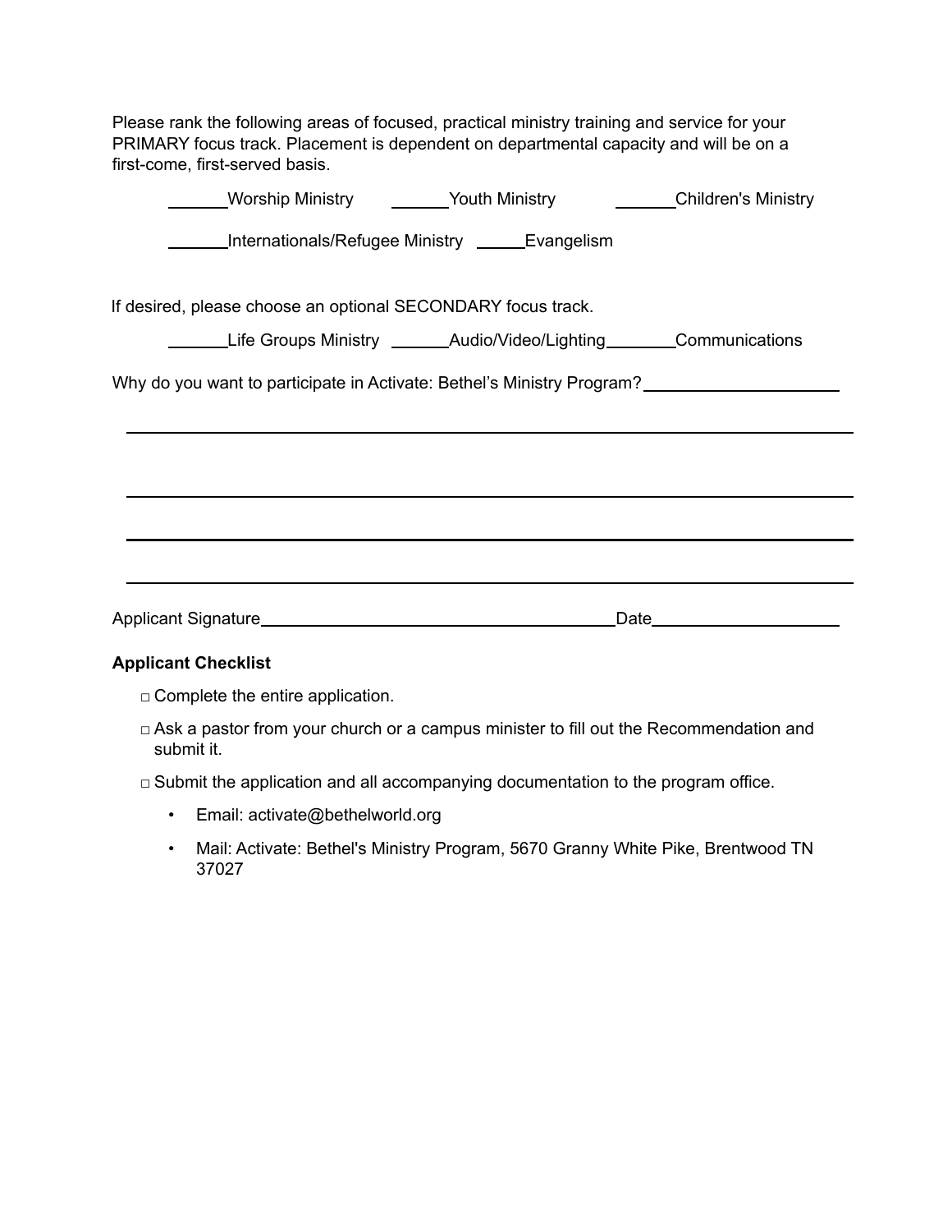Please rank the following areas of focused, practical ministry training and service for your PRIMARY focus track. Placement is dependent on departmental capacity and will be on a first-come, first-served basis.

______Worship Ministry ______Youth Ministry ______Children's Ministry

______Internationals/Refugee Ministry ______Evangelism

If desired, please choose an optional SECONDARY focus track.

______Life Groups Ministry ______Audio/Video/Lighting______Communications

Why do you want to participate in Activate: Bethel's Ministry Program?____________________

______________________________________________________________________________

______________________________________________________________________________

______________________________________________________________________________

______________________________________________________________________________

Applicant Signature________________________________________Date____________________

**Applicant Checklist**

□ Complete the entire application.

□ Ask a pastor from your church or a campus minister to fill out the Recommendation and submit it.

□ Submit the application and all accompanying documentation to the program office.

- Email: activate@bethelworld.org
- Mail: Activate: Bethel's Ministry Program, 5670 Granny White Pike, Brentwood TN 37027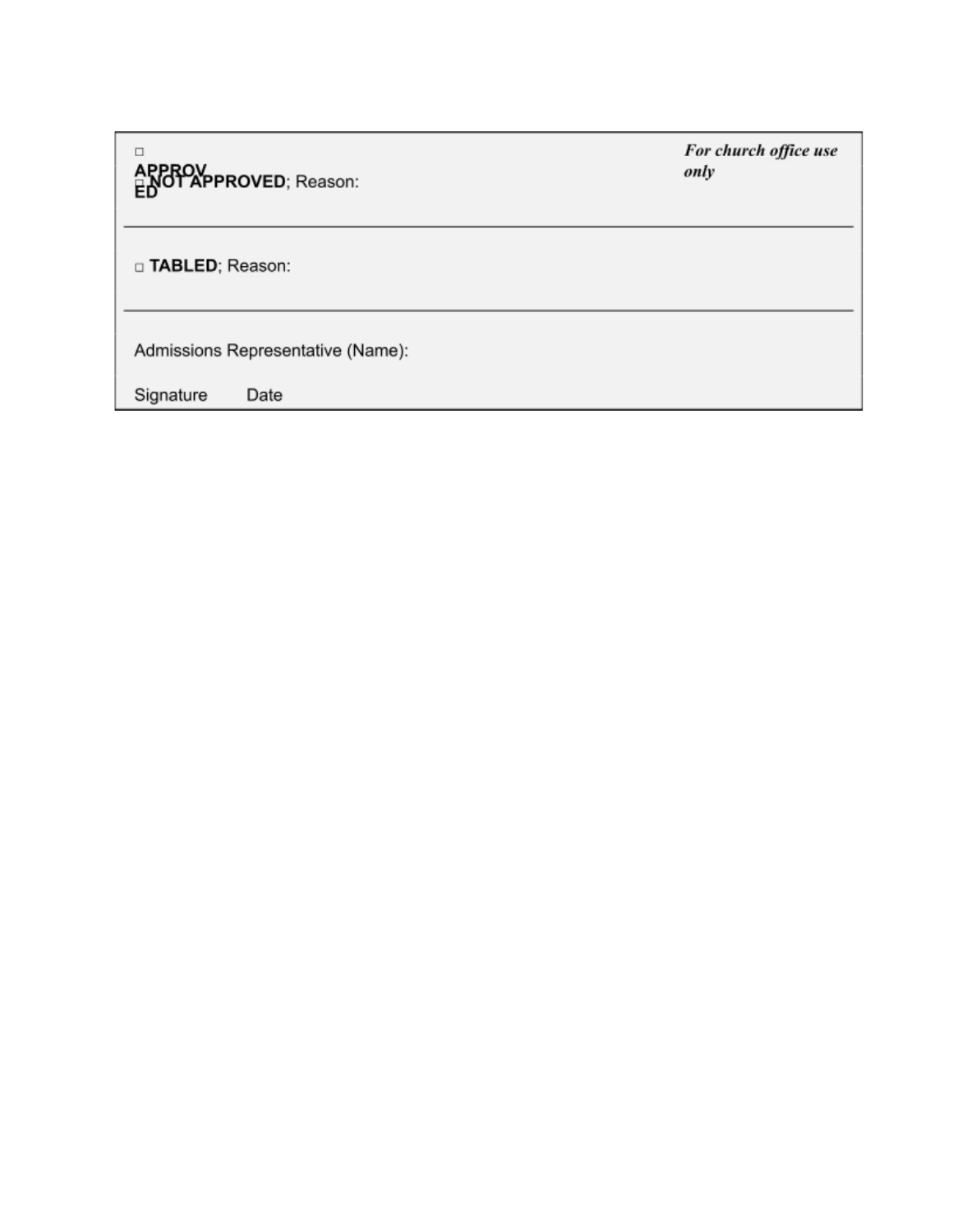*For church office use only*

□ **APPROVED**

□ **NOT APPROVED**; Reason:

---

□ **TABLED**; Reason:

---

Admissions Representative (Name):

Signature Date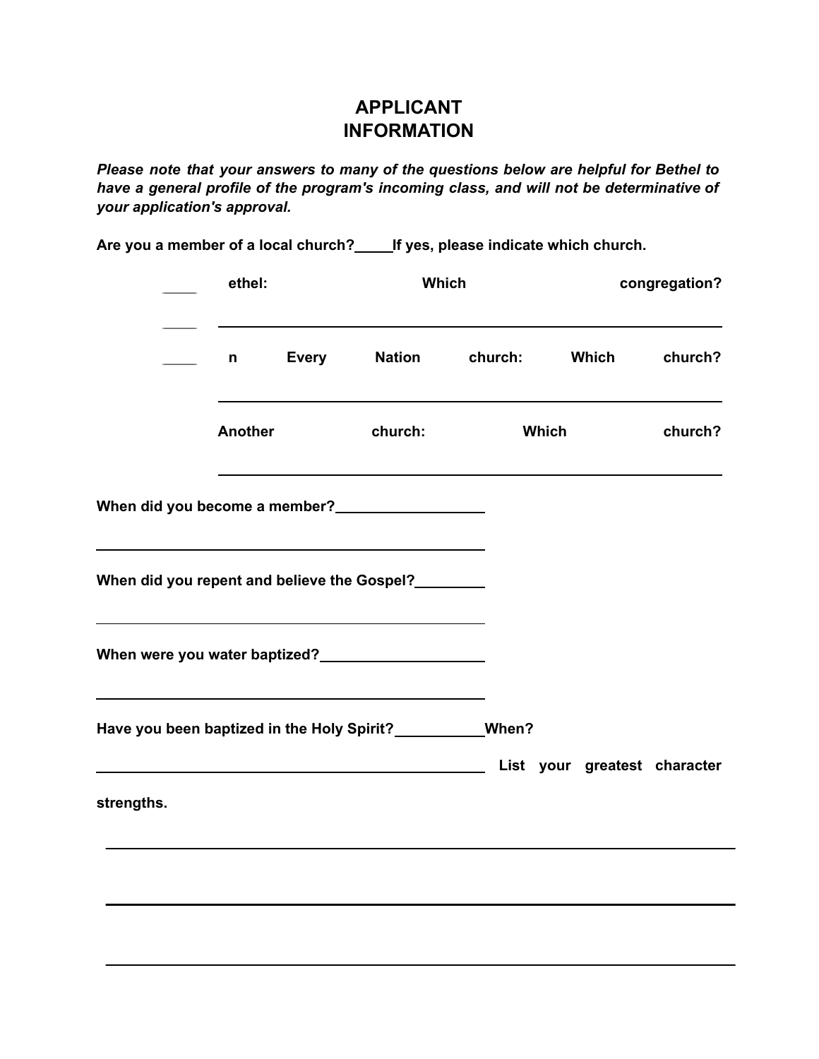# APPLICANT INFORMATION

***Please note that your answers to many of the questions below are helpful for Bethel to have a general profile of the program's incoming class, and will not be determinative of your application's approval.***

**Are you a member of a local church?_____If yes, please indicate which church.**

____ **ethel: Which congregation?**

____ ______________________________________________

____ **n Every Nation church: Which church?**

______________________________________________

**Another church: Which church?**

______________________________________________

**When did you become a member?**__________________

______________________________________________

**When did you repent and believe the Gospel?**_________

______________________________________________

**When were you water baptized?**____________________

______________________________________________

**Have you been baptized in the Holy Spirit?**___________**When?**

______________________________________________ **List your greatest character strengths.**

______________________________________________

______________________________________________

______________________________________________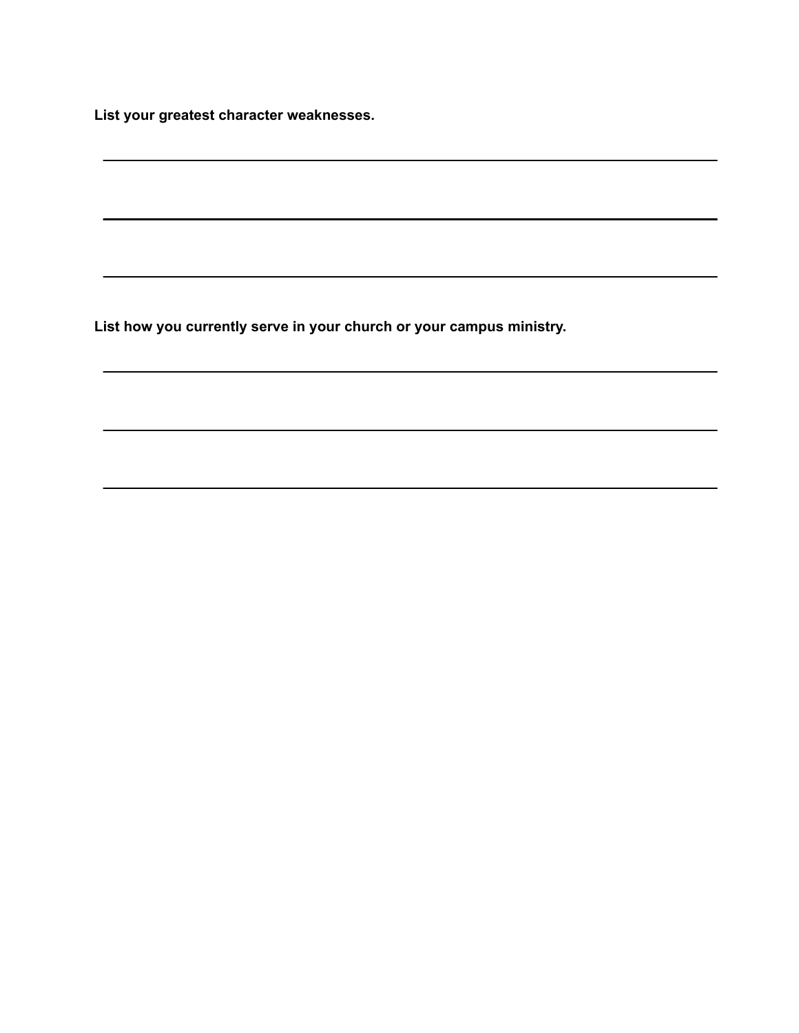**List your greatest character weaknesses.**

\_\_\_\_\_\_\_\_\_\_\_\_\_\_\_\_\_\_\_\_\_\_\_\_\_\_\_\_\_\_\_\_\_\_\_\_\_\_\_\_\_\_\_\_

\_\_\_\_\_\_\_\_\_\_\_\_\_\_\_\_\_\_\_\_\_\_\_\_\_\_\_\_\_\_\_\_\_\_\_\_\_\_\_\_\_\_\_\_

\_\_\_\_\_\_\_\_\_\_\_\_\_\_\_\_\_\_\_\_\_\_\_\_\_\_\_\_\_\_\_\_\_\_\_\_\_\_\_\_\_\_\_\_

**List how you currently serve in your church or your campus ministry.**

\_\_\_\_\_\_\_\_\_\_\_\_\_\_\_\_\_\_\_\_\_\_\_\_\_\_\_\_\_\_\_\_\_\_\_\_\_\_\_\_\_\_\_\_

\_\_\_\_\_\_\_\_\_\_\_\_\_\_\_\_\_\_\_\_\_\_\_\_\_\_\_\_\_\_\_\_\_\_\_\_\_\_\_\_\_\_\_\_

\_\_\_\_\_\_\_\_\_\_\_\_\_\_\_\_\_\_\_\_\_\_\_\_\_\_\_\_\_\_\_\_\_\_\_\_\_\_\_\_\_\_\_\_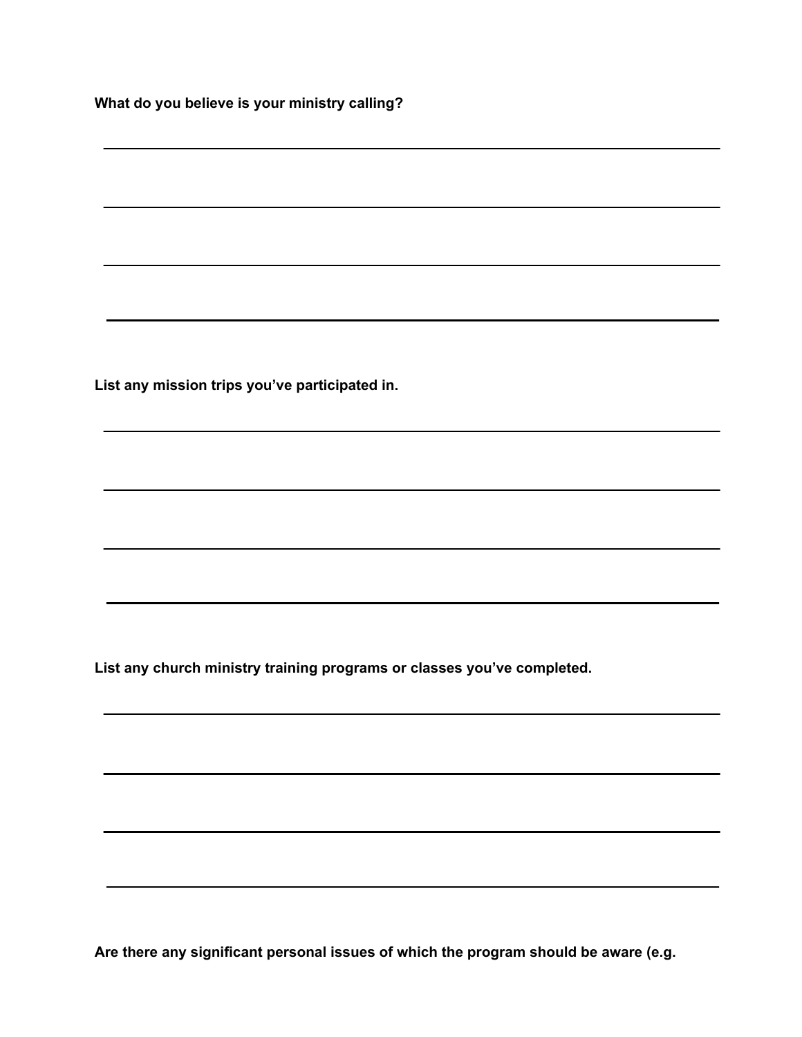**What do you believe is your ministry calling?**

______________________________________________________________________________

______________________________________________________________________________

______________________________________________________________________________

______________________________________________________________________________

**List any mission trips you've participated in.**

______________________________________________________________________________

______________________________________________________________________________

______________________________________________________________________________

______________________________________________________________________________

**List any church ministry training programs or classes you've completed.**

______________________________________________________________________________

______________________________________________________________________________

______________________________________________________________________________

______________________________________________________________________________

**Are there any significant personal issues of which the program should be aware (e.g.**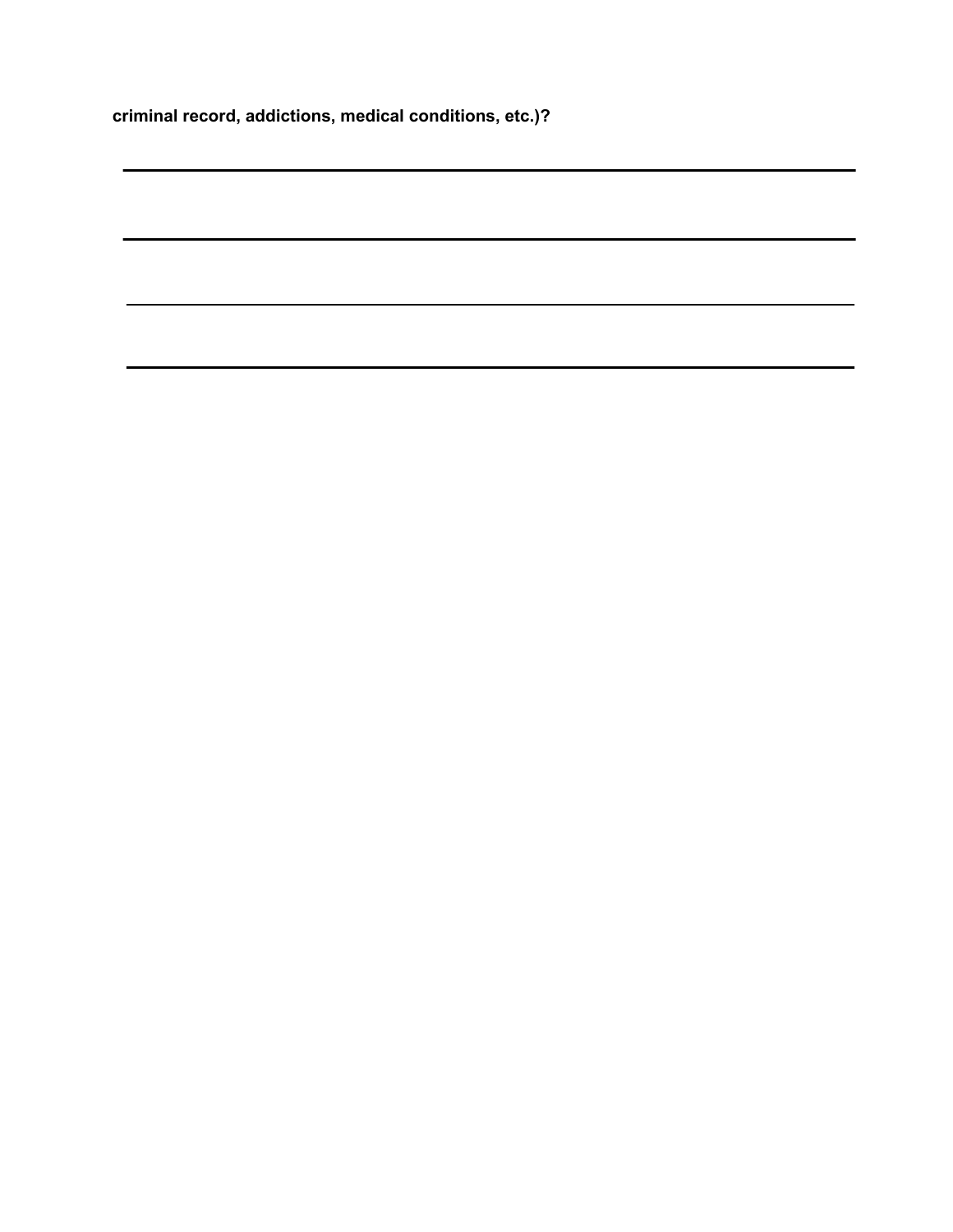**criminal record, addictions, medical conditions, etc.)?**

---

---

---

---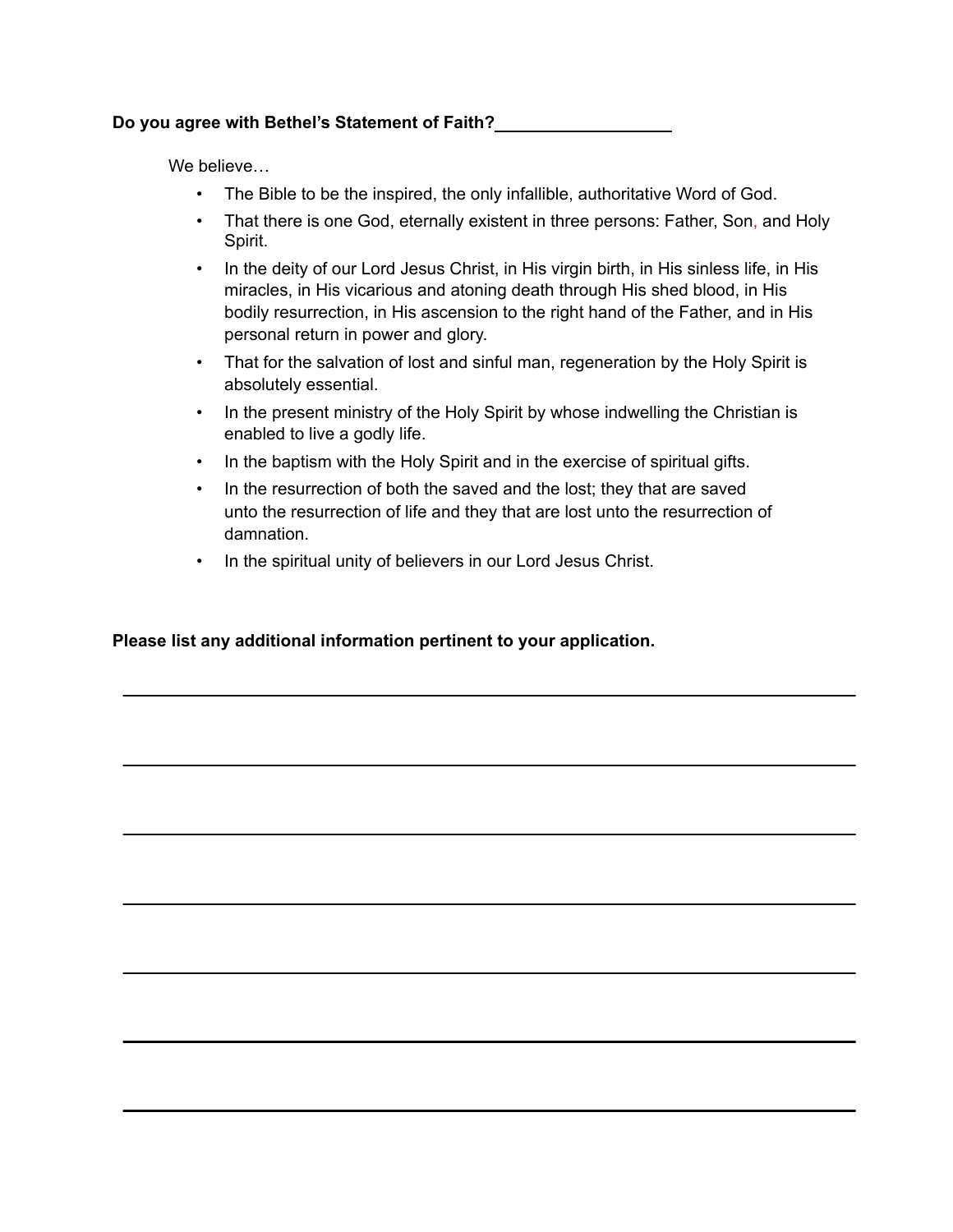**Do you agree with Bethel's Statement of Faith?** ___________________

We believe…

- The Bible to be the inspired, the only infallible, authoritative Word of God.
- That there is one God, eternally existent in three persons: Father, Son, and Holy Spirit.
- In the deity of our Lord Jesus Christ, in His virgin birth, in His sinless life, in His miracles, in His vicarious and atoning death through His shed blood, in His bodily resurrection, in His ascension to the right hand of the Father, and in His personal return in power and glory.
- That for the salvation of lost and sinful man, regeneration by the Holy Spirit is absolutely essential.
- In the present ministry of the Holy Spirit by whose indwelling the Christian is enabled to live a godly life.
- In the baptism with the Holy Spirit and in the exercise of spiritual gifts.
- In the resurrection of both the saved and the lost; they that are saved unto the resurrection of life and they that are lost unto the resurrection of damnation.
- In the spiritual unity of believers in our Lord Jesus Christ.

**Please list any additional information pertinent to your application.**

_______________________________________________________________________________

_______________________________________________________________________________

_______________________________________________________________________________

_______________________________________________________________________________

_______________________________________________________________________________

_______________________________________________________________________________

_______________________________________________________________________________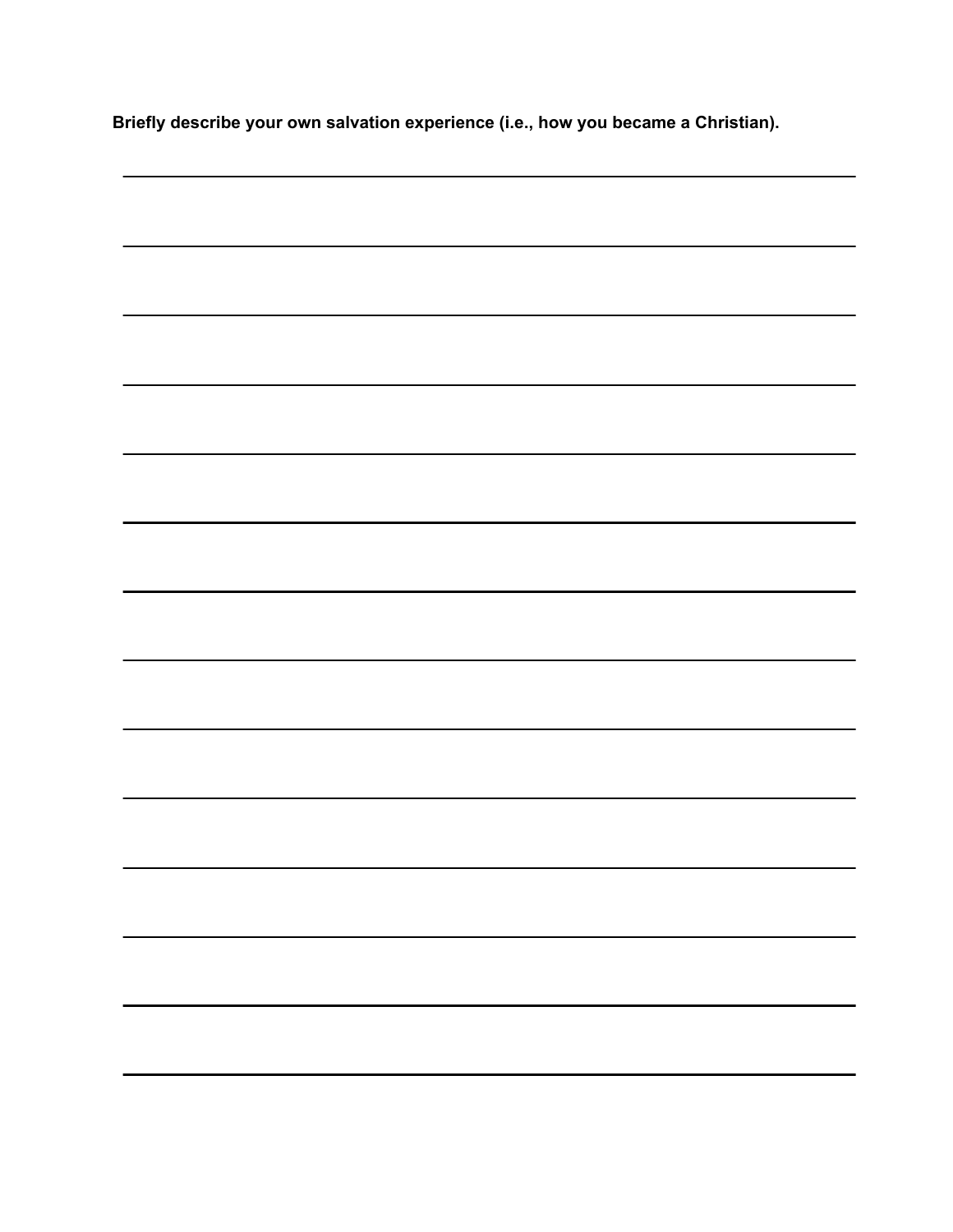**Briefly describe your own salvation experience (i.e., how you became a Christian).**

\_\_\_\_\_\_\_\_\_\_\_\_\_\_\_\_\_\_\_\_\_\_\_\_\_\_\_\_\_\_\_\_\_\_\_\_\_\_\_\_\_\_\_\_\_\_\_\_\_\_\_\_\_\_\_\_\_\_\_\_\_\_\_\_\_\_\_\_\_\_\_\_

\_\_\_\_\_\_\_\_\_\_\_\_\_\_\_\_\_\_\_\_\_\_\_\_\_\_\_\_\_\_\_\_\_\_\_\_\_\_\_\_\_\_\_\_\_\_\_\_\_\_\_\_\_\_\_\_\_\_\_\_\_\_\_\_\_\_\_\_\_\_\_\_

\_\_\_\_\_\_\_\_\_\_\_\_\_\_\_\_\_\_\_\_\_\_\_\_\_\_\_\_\_\_\_\_\_\_\_\_\_\_\_\_\_\_\_\_\_\_\_\_\_\_\_\_\_\_\_\_\_\_\_\_\_\_\_\_\_\_\_\_\_\_\_\_

\_\_\_\_\_\_\_\_\_\_\_\_\_\_\_\_\_\_\_\_\_\_\_\_\_\_\_\_\_\_\_\_\_\_\_\_\_\_\_\_\_\_\_\_\_\_\_\_\_\_\_\_\_\_\_\_\_\_\_\_\_\_\_\_\_\_\_\_\_\_\_\_

\_\_\_\_\_\_\_\_\_\_\_\_\_\_\_\_\_\_\_\_\_\_\_\_\_\_\_\_\_\_\_\_\_\_\_\_\_\_\_\_\_\_\_\_\_\_\_\_\_\_\_\_\_\_\_\_\_\_\_\_\_\_\_\_\_\_\_\_\_\_\_\_

\_\_\_\_\_\_\_\_\_\_\_\_\_\_\_\_\_\_\_\_\_\_\_\_\_\_\_\_\_\_\_\_\_\_\_\_\_\_\_\_\_\_\_\_\_\_\_\_\_\_\_\_\_\_\_\_\_\_\_\_\_\_\_\_\_\_\_\_\_\_\_\_

\_\_\_\_\_\_\_\_\_\_\_\_\_\_\_\_\_\_\_\_\_\_\_\_\_\_\_\_\_\_\_\_\_\_\_\_\_\_\_\_\_\_\_\_\_\_\_\_\_\_\_\_\_\_\_\_\_\_\_\_\_\_\_\_\_\_\_\_\_\_\_\_

\_\_\_\_\_\_\_\_\_\_\_\_\_\_\_\_\_\_\_\_\_\_\_\_\_\_\_\_\_\_\_\_\_\_\_\_\_\_\_\_\_\_\_\_\_\_\_\_\_\_\_\_\_\_\_\_\_\_\_\_\_\_\_\_\_\_\_\_\_\_\_\_

\_\_\_\_\_\_\_\_\_\_\_\_\_\_\_\_\_\_\_\_\_\_\_\_\_\_\_\_\_\_\_\_\_\_\_\_\_\_\_\_\_\_\_\_\_\_\_\_\_\_\_\_\_\_\_\_\_\_\_\_\_\_\_\_\_\_\_\_\_\_\_\_

\_\_\_\_\_\_\_\_\_\_\_\_\_\_\_\_\_\_\_\_\_\_\_\_\_\_\_\_\_\_\_\_\_\_\_\_\_\_\_\_\_\_\_\_\_\_\_\_\_\_\_\_\_\_\_\_\_\_\_\_\_\_\_\_\_\_\_\_\_\_\_\_

\_\_\_\_\_\_\_\_\_\_\_\_\_\_\_\_\_\_\_\_\_\_\_\_\_\_\_\_\_\_\_\_\_\_\_\_\_\_\_\_\_\_\_\_\_\_\_\_\_\_\_\_\_\_\_\_\_\_\_\_\_\_\_\_\_\_\_\_\_\_\_\_

\_\_\_\_\_\_\_\_\_\_\_\_\_\_\_\_\_\_\_\_\_\_\_\_\_\_\_\_\_\_\_\_\_\_\_\_\_\_\_\_\_\_\_\_\_\_\_\_\_\_\_\_\_\_\_\_\_\_\_\_\_\_\_\_\_\_\_\_\_\_\_\_

\_\_\_\_\_\_\_\_\_\_\_\_\_\_\_\_\_\_\_\_\_\_\_\_\_\_\_\_\_\_\_\_\_\_\_\_\_\_\_\_\_\_\_\_\_\_\_\_\_\_\_\_\_\_\_\_\_\_\_\_\_\_\_\_\_\_\_\_\_\_\_\_

\_\_\_\_\_\_\_\_\_\_\_\_\_\_\_\_\_\_\_\_\_\_\_\_\_\_\_\_\_\_\_\_\_\_\_\_\_\_\_\_\_\_\_\_\_\_\_\_\_\_\_\_\_\_\_\_\_\_\_\_\_\_\_\_\_\_\_\_\_\_\_\_